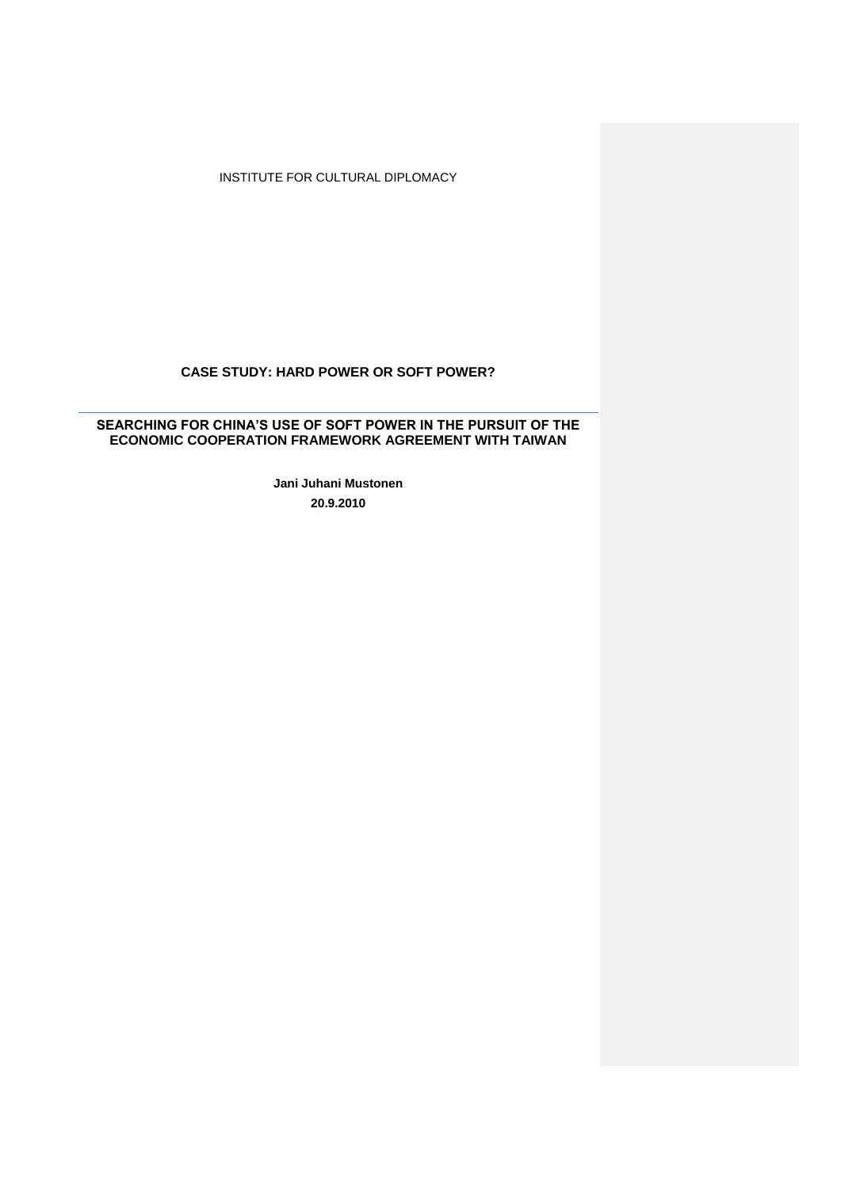INSTITUTE FOR CULTURAL DIPLOMACY

# CASE STUDY: HARD POWER OR SOFT POWER?

## SEARCHING FOR CHINA'S USE OF SOFT POWER IN THE PURSUIT OF THE ECONOMIC COOPERATION FRAMEWORK AGREEMENT WITH TAIWAN

**Jani Juhani Mustonen**

**20.9.2010**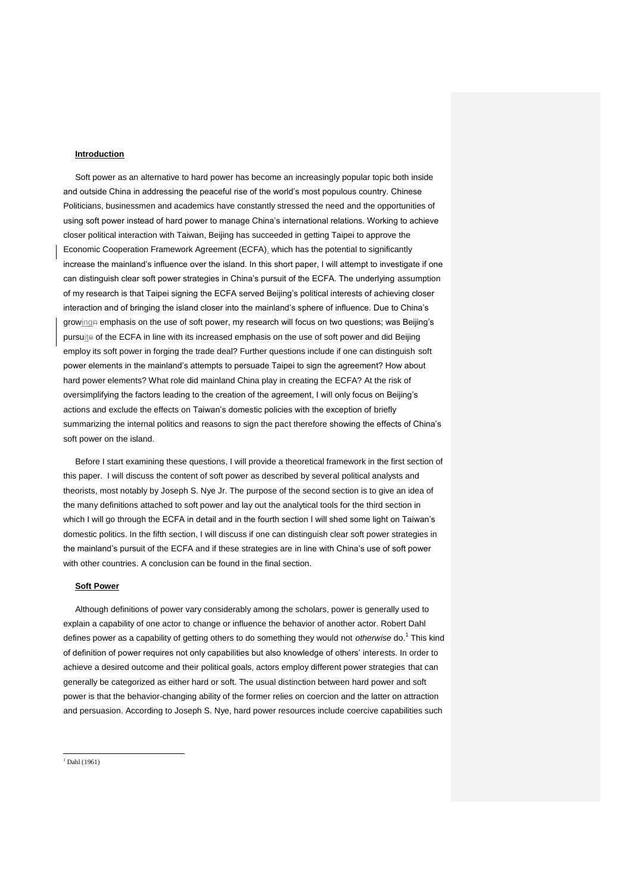## Introduction

Soft power as an alternative to hard power has become an increasingly popular topic both inside and outside China in addressing the peaceful rise of the world's most populous country. Chinese Politicians, businessmen and academics have constantly stressed the need and the opportunities of using soft power instead of hard power to manage China's international relations. Working to achieve closer political interaction with Taiwan, Beijing has succeeded in getting Taipei to approve the Economic Cooperation Framework Agreement (ECFA), which has the potential to significantly increase the mainland's influence over the island. In this short paper, I will attempt to investigate if one can distinguish clear soft power strategies in China's pursuit of the ECFA. The underlying assumption of my research is that Taipei signing the ECFA served Beijing's political interests of achieving closer interaction and of bringing the island closer into the mainland's sphere of influence. Due to China's growing emphasis on the use of soft power, my research will focus on two questions; was Beijing's pursuit of the ECFA in line with its increased emphasis on the use of soft power and did Beijing employ its soft power in forging the trade deal? Further questions include if one can distinguish soft power elements in the mainland's attempts to persuade Taipei to sign the agreement? How about hard power elements? What role did mainland China play in creating the ECFA? At the risk of oversimplifying the factors leading to the creation of the agreement, I will only focus on Beijing's actions and exclude the effects on Taiwan's domestic policies with the exception of briefly summarizing the internal politics and reasons to sign the pact therefore showing the effects of China's soft power on the island.

Before I start examining these questions, I will provide a theoretical framework in the first section of this paper. I will discuss the content of soft power as described by several political analysts and theorists, most notably by Joseph S. Nye Jr. The purpose of the second section is to give an idea of the many definitions attached to soft power and lay out the analytical tools for the third section in which I will go through the ECFA in detail and in the fourth section I will shed some light on Taiwan's domestic politics. In the fifth section, I will discuss if one can distinguish clear soft power strategies in the mainland's pursuit of the ECFA and if these strategies are in line with China's use of soft power with other countries. A conclusion can be found in the final section.

## Soft Power

Although definitions of power vary considerably among the scholars, power is generally used to explain a capability of one actor to change or influence the behavior of another actor. Robert Dahl defines power as a capability of getting others to do something they would not *otherwise* do.[1] This kind of definition of power requires not only capabilities but also knowledge of others' interests. In order to achieve a desired outcome and their political goals, actors employ different power strategies that can generally be categorized as either hard or soft. The usual distinction between hard power and soft power is that the behavior-changing ability of the former relies on coercion and the latter on attraction and persuasion. According to Joseph S. Nye, hard power resources include coercive capabilities such

[1] Dahl (1961)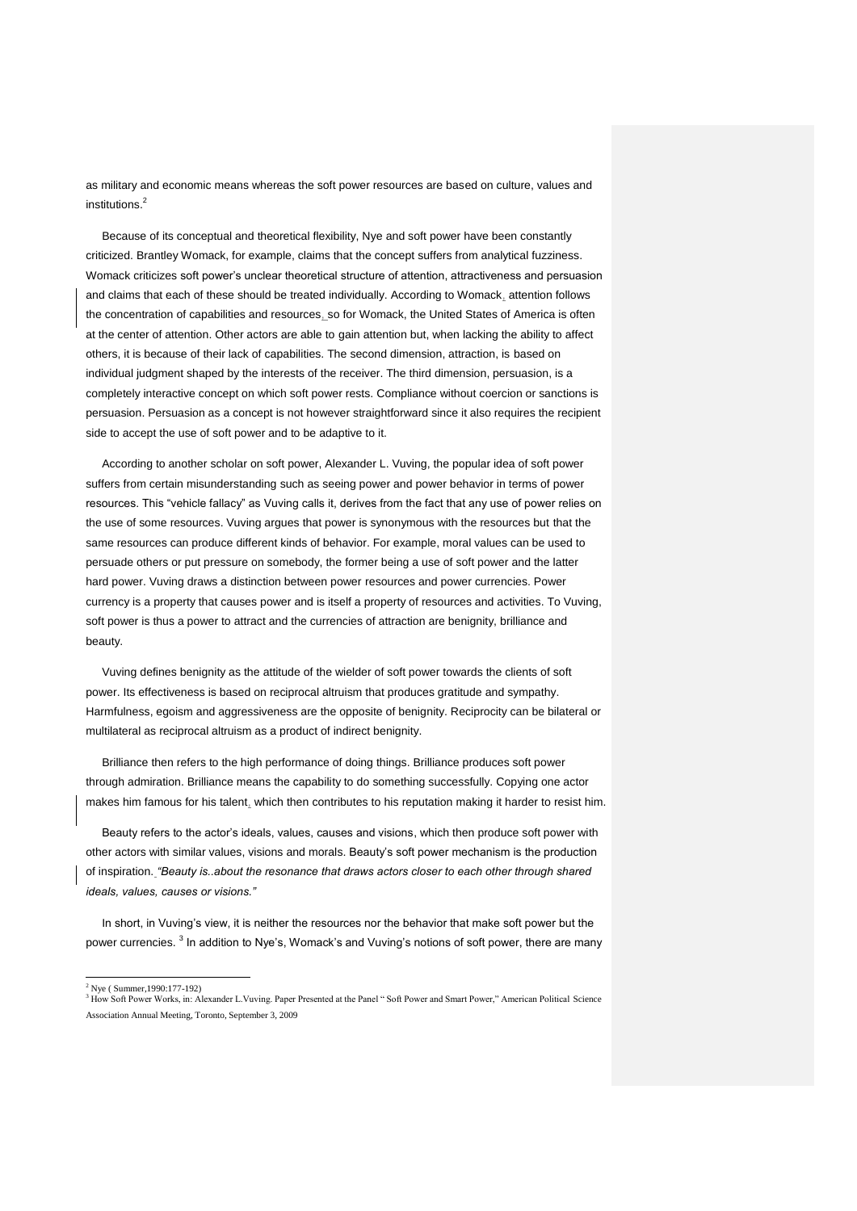as military and economic means whereas the soft power resources are based on culture, values and institutions.[2]

Because of its conceptual and theoretical flexibility, Nye and soft power have been constantly criticized. Brantley Womack, for example, claims that the concept suffers from analytical fuzziness. Womack criticizes soft power's unclear theoretical structure of attention, attractiveness and persuasion and claims that each of these should be treated individually. According to Womack, attention follows the concentration of capabilities and resources, so for Womack, the United States of America is often at the center of attention. Other actors are able to gain attention but, when lacking the ability to affect others, it is because of their lack of capabilities. The second dimension, attraction, is based on individual judgment shaped by the interests of the receiver. The third dimension, persuasion, is a completely interactive concept on which soft power rests. Compliance without coercion or sanctions is persuasion. Persuasion as a concept is not however straightforward since it also requires the recipient side to accept the use of soft power and to be adaptive to it.

According to another scholar on soft power, Alexander L. Vuving, the popular idea of soft power suffers from certain misunderstanding such as seeing power and power behavior in terms of power resources. This "vehicle fallacy" as Vuving calls it, derives from the fact that any use of power relies on the use of some resources. Vuving argues that power is synonymous with the resources but that the same resources can produce different kinds of behavior. For example, moral values can be used to persuade others or put pressure on somebody, the former being a use of soft power and the latter hard power. Vuving draws a distinction between power resources and power currencies. Power currency is a property that causes power and is itself a property of resources and activities. To Vuving, soft power is thus a power to attract and the currencies of attraction are benignity, brilliance and beauty.

Vuving defines benignity as the attitude of the wielder of soft power towards the clients of soft power. Its effectiveness is based on reciprocal altruism that produces gratitude and sympathy. Harmfulness, egoism and aggressiveness are the opposite of benignity. Reciprocity can be bilateral or multilateral as reciprocal altruism as a product of indirect benignity.

Brilliance then refers to the high performance of doing things. Brilliance produces soft power through admiration. Brilliance means the capability to do something successfully. Copying one actor makes him famous for his talent, which then contributes to his reputation making it harder to resist him.

Beauty refers to the actor's ideals, values, causes and visions, which then produce soft power with other actors with similar values, visions and morals. Beauty's soft power mechanism is the production of inspiration. *"Beauty is..about the resonance that draws actors closer to each other through shared ideals, values, causes or visions."*

In short, in Vuving's view, it is neither the resources nor the behavior that make soft power but the power currencies.[3] In addition to Nye's, Womack's and Vuving's notions of soft power, there are many

---

[2] Nye ( Summer,1990:177-192)

[3] How Soft Power Works, in: Alexander L.Vuving. Paper Presented at the Panel " Soft Power and Smart Power," American Political Science Association Annual Meeting, Toronto, September 3, 2009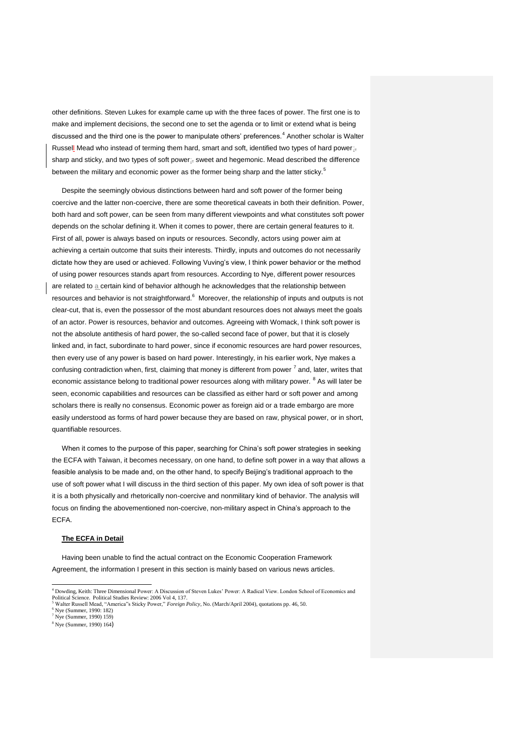other definitions. Steven Lukes for example came up with the three faces of power. The first one is to make and implement decisions, the second one to set the agenda or to limit or extend what is being discussed and the third one is the power to manipulate others' preferences.[4] Another scholar is Walter Russell Mead who instead of terming them hard, smart and soft, identified two types of hard power; sharp and sticky, and two types of soft power; sweet and hegemonic. Mead described the difference between the military and economic power as the former being sharp and the latter sticky.[5]

Despite the seemingly obvious distinctions between hard and soft power of the former being coercive and the latter non-coercive, there are some theoretical caveats in both their definition. Power, both hard and soft power, can be seen from many different viewpoints and what constitutes soft power depends on the scholar defining it. When it comes to power, there are certain general features to it. First of all, power is always based on inputs or resources. Secondly, actors using power aim at achieving a certain outcome that suits their interests. Thirdly, inputs and outcomes do not necessarily dictate how they are used or achieved. Following Vuving's view, I think power behavior or the method of using power resources stands apart from resources. According to Nye, different power resources are related to a certain kind of behavior although he acknowledges that the relationship between resources and behavior is not straightforward.[6] Moreover, the relationship of inputs and outputs is not clear-cut, that is, even the possessor of the most abundant resources does not always meet the goals of an actor. Power is resources, behavior and outcomes. Agreeing with Womack, I think soft power is not the absolute antithesis of hard power, the so-called second face of power, but that it is closely linked and, in fact, subordinate to hard power, since if economic resources are hard power resources, then every use of any power is based on hard power. Interestingly, in his earlier work, Nye makes a confusing contradiction when, first, claiming that money is different from power [7] and, later, writes that economic assistance belong to traditional power resources along with military power. [8] As will later be seen, economic capabilities and resources can be classified as either hard or soft power and among scholars there is really no consensus. Economic power as foreign aid or a trade embargo are more easily understood as forms of hard power because they are based on raw, physical power, or in short, quantifiable resources.

When it comes to the purpose of this paper, searching for China's soft power strategies in seeking the ECFA with Taiwan, it becomes necessary, on one hand, to define soft power in a way that allows a feasible analysis to be made and, on the other hand, to specify Beijing's traditional approach to the use of soft power what I will discuss in the third section of this paper. My own idea of soft power is that it is a both physically and rhetorically non-coercive and nonmilitary kind of behavior. The analysis will focus on finding the abovementioned non-coercive, non-military aspect in China's approach to the ECFA.

**The ECFA in Detail**

Having been unable to find the actual contract on the Economic Cooperation Framework Agreement, the information I present in this section is mainly based on various news articles.

---

[4] Dowding, Keith: Three Dimensional Power: A Discussion of Steven Lukes' Power: A Radical View. London School of Economics and Political Science. Political Studies Review: 2006 Vol 4, 137.

[5] Walter Russell Mead, "America"s Sticky Power," *Foreign Policy*, No. (March/April 2004), quotations pp. 46, 50.

[6] Nye (Summer, 1990: 182)

[7] Nye (Summer, 1990) 159)

[8] Nye (Summer, 1990) 164)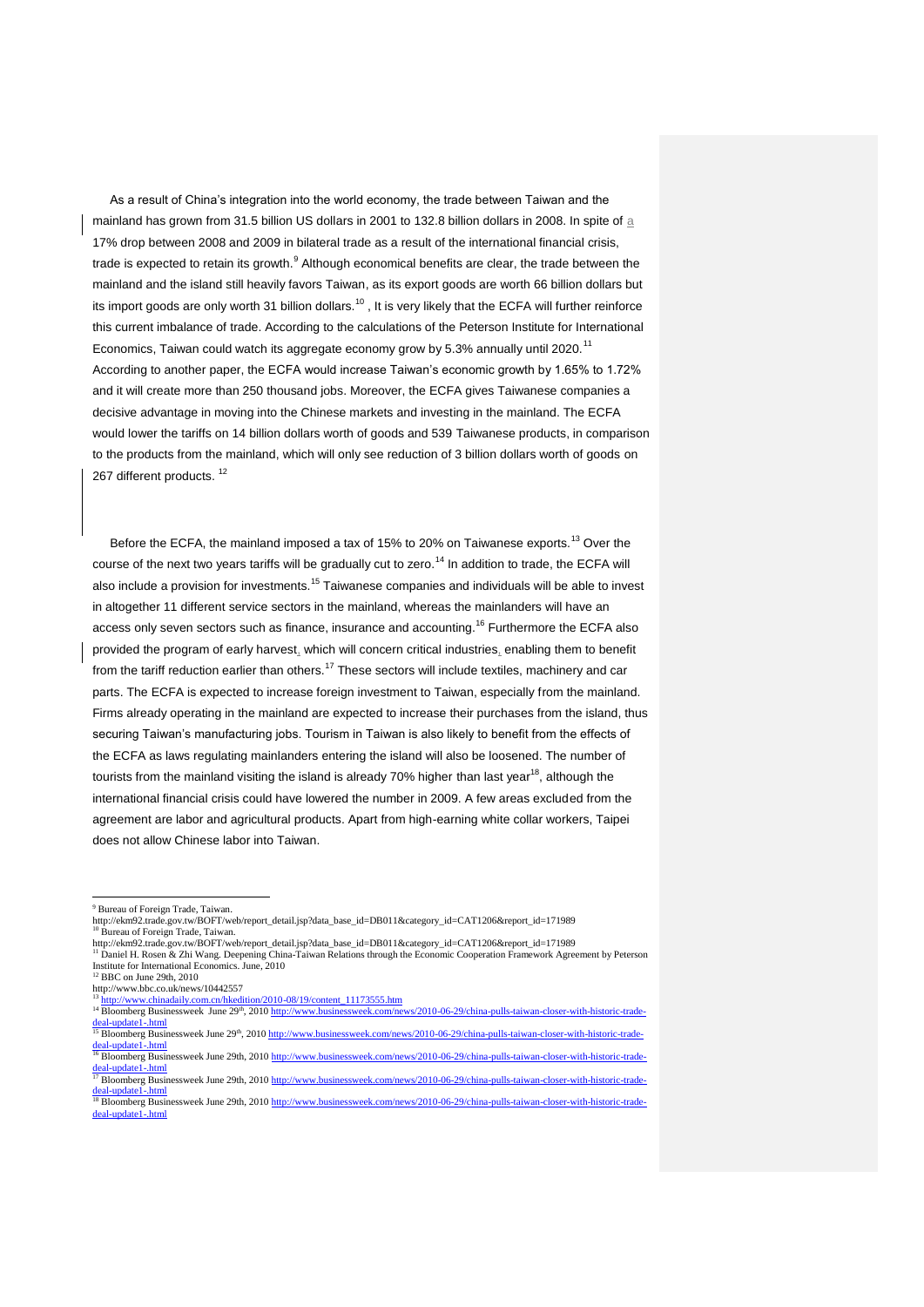As a result of China's integration into the world economy, the trade between Taiwan and the mainland has grown from 31.5 billion US dollars in 2001 to 132.8 billion dollars in 2008. In spite of a 17% drop between 2008 and 2009 in bilateral trade as a result of the international financial crisis, trade is expected to retain its growth.[9] Although economical benefits are clear, the trade between the mainland and the island still heavily favors Taiwan, as its export goods are worth 66 billion dollars but its import goods are only worth 31 billion dollars.[10] , It is very likely that the ECFA will further reinforce this current imbalance of trade. According to the calculations of the Peterson Institute for International Economics, Taiwan could watch its aggregate economy grow by 5.3% annually until 2020.[11] According to another paper, the ECFA would increase Taiwan's economic growth by 1.65% to 1.72% and it will create more than 250 thousand jobs. Moreover, the ECFA gives Taiwanese companies a decisive advantage in moving into the Chinese markets and investing in the mainland. The ECFA would lower the tariffs on 14 billion dollars worth of goods and 539 Taiwanese products, in comparison to the products from the mainland, which will only see reduction of 3 billion dollars worth of goods on 267 different products. [12]

Before the ECFA, the mainland imposed a tax of 15% to 20% on Taiwanese exports.[13] Over the course of the next two years tariffs will be gradually cut to zero.[14] In addition to trade, the ECFA will also include a provision for investments.[15] Taiwanese companies and individuals will be able to invest in altogether 11 different service sectors in the mainland, whereas the mainlanders will have an access only seven sectors such as finance, insurance and accounting.[16] Furthermore the ECFA also provided the program of early harvest, which will concern critical industries, enabling them to benefit from the tariff reduction earlier than others.[17] These sectors will include textiles, machinery and car parts. The ECFA is expected to increase foreign investment to Taiwan, especially from the mainland. Firms already operating in the mainland are expected to increase their purchases from the island, thus securing Taiwan's manufacturing jobs. Tourism in Taiwan is also likely to benefit from the effects of the ECFA as laws regulating mainlanders entering the island will also be loosened. The number of tourists from the mainland visiting the island is already 70% higher than last year[18], although the international financial crisis could have lowered the number in 2009. A few areas excluded from the agreement are labor and agricultural products. Apart from high-earning white collar workers, Taipei does not allow Chinese labor into Taiwan.

---

[9] Bureau of Foreign Trade, Taiwan. http://ekm92.trade.gov.tw/BOFT/web/report_detail.jsp?data_base_id=DB011&category_id=CAT1206&report_id=171989

[10] Bureau of Foreign Trade, Taiwan. http://ekm92.trade.gov.tw/BOFT/web/report_detail.jsp?data_base_id=DB011&category_id=CAT1206&report_id=171989

[11] Daniel H. Rosen & Zhi Wang. Deepening China-Taiwan Relations through the Economic Cooperation Framework Agreement by Peterson Institute for International Economics. June, 2010

[12] BBC on June 29th, 2010 http://www.bbc.co.uk/news/10442557

[13] http://www.chinadaily.com.cn/hkedition/2010-08/19/content_11173555.htm

[14] Bloomberg Businessweek June 29th, 2010 http://www.businessweek.com/news/2010-06-29/china-pulls-taiwan-closer-with-historic-trade-deal-update1-.html

[15] Bloomberg Businessweek June 29th, 2010 http://www.businessweek.com/news/2010-06-29/china-pulls-taiwan-closer-with-historic-trade-deal-update1-.html

[16] Bloomberg Businessweek June 29th, 2010 http://www.businessweek.com/news/2010-06-29/china-pulls-taiwan-closer-with-historic-trade-deal-update1-.html

[17] Bloomberg Businessweek June 29th, 2010 http://www.businessweek.com/news/2010-06-29/china-pulls-taiwan-closer-with-historic-trade-deal-update1-.html

[18] Bloomberg Businessweek June 29th, 2010 http://www.businessweek.com/news/2010-06-29/china-pulls-taiwan-closer-with-historic-trade-deal-update1-.html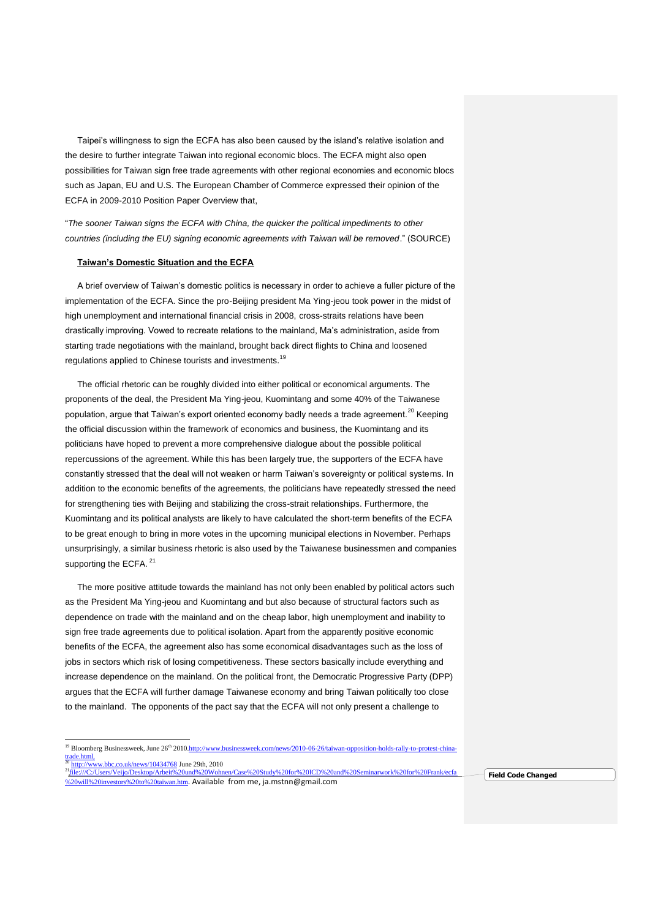Taipei's willingness to sign the ECFA has also been caused by the island's relative isolation and the desire to further integrate Taiwan into regional economic blocs. The ECFA might also open possibilities for Taiwan sign free trade agreements with other regional economies and economic blocs such as Japan, EU and U.S. The European Chamber of Commerce expressed their opinion of the ECFA in 2009-2010 Position Paper Overview that,

"*The sooner Taiwan signs the ECFA with China, the quicker the political impediments to other countries (including the EU) signing economic agreements with Taiwan will be removed*." (SOURCE)

**Taiwan's Domestic Situation and the ECFA**

A brief overview of Taiwan's domestic politics is necessary in order to achieve a fuller picture of the implementation of the ECFA. Since the pro-Beijing president Ma Ying-jeou took power in the midst of high unemployment and international financial crisis in 2008, cross-straits relations have been drastically improving. Vowed to recreate relations to the mainland, Ma's administration, aside from starting trade negotiations with the mainland, brought back direct flights to China and loosened regulations applied to Chinese tourists and investments.[19]

The official rhetoric can be roughly divided into either political or economical arguments. The proponents of the deal, the President Ma Ying-jeou, Kuomintang and some 40% of the Taiwanese population, argue that Taiwan's export oriented economy badly needs a trade agreement.[20] Keeping the official discussion within the framework of economics and business, the Kuomintang and its politicians have hoped to prevent a more comprehensive dialogue about the possible political repercussions of the agreement. While this has been largely true, the supporters of the ECFA have constantly stressed that the deal will not weaken or harm Taiwan's sovereignty or political systems. In addition to the economic benefits of the agreements, the politicians have repeatedly stressed the need for strengthening ties with Beijing and stabilizing the cross-strait relationships. Furthermore, the Kuomintang and its political analysts are likely to have calculated the short-term benefits of the ECFA to be great enough to bring in more votes in the upcoming municipal elections in November. Perhaps unsurprisingly, a similar business rhetoric is also used by the Taiwanese businessmen and companies supporting the ECFA. [21]

The more positive attitude towards the mainland has not only been enabled by political actors such as the President Ma Ying-jeou and Kuomintang and but also because of structural factors such as dependence on trade with the mainland and on the cheap labor, high unemployment and inability to sign free trade agreements due to political isolation. Apart from the apparently positive economic benefits of the ECFA, the agreement also has some economical disadvantages such as the loss of jobs in sectors which risk of losing competitiveness. These sectors basically include everything and increase dependence on the mainland. On the political front, the Democratic Progressive Party (DPP) argues that the ECFA will further damage Taiwanese economy and bring Taiwan politically too close to the mainland. The opponents of the pact say that the ECFA will not only present a challenge to

---

[19] Bloomberg Businessweek, June 26th 2010.http://www.businessweek.com/news/2010-06-26/taiwan-opposition-holds-rally-to-protest-china-trade.html,

[20] http://www.bbc.co.uk/news/10434768 June 29th, 2010

[21] file:///C:/Users/Veijo/Desktop/Arbeit%20und%20Wohnen/Case%20Study%20for%20ICD%20and%20Seminarwork%20for%20Frank/ecfa%20will%20investors%20to%20taiwan.htm. Available from me, ja.mstnn@gmail.com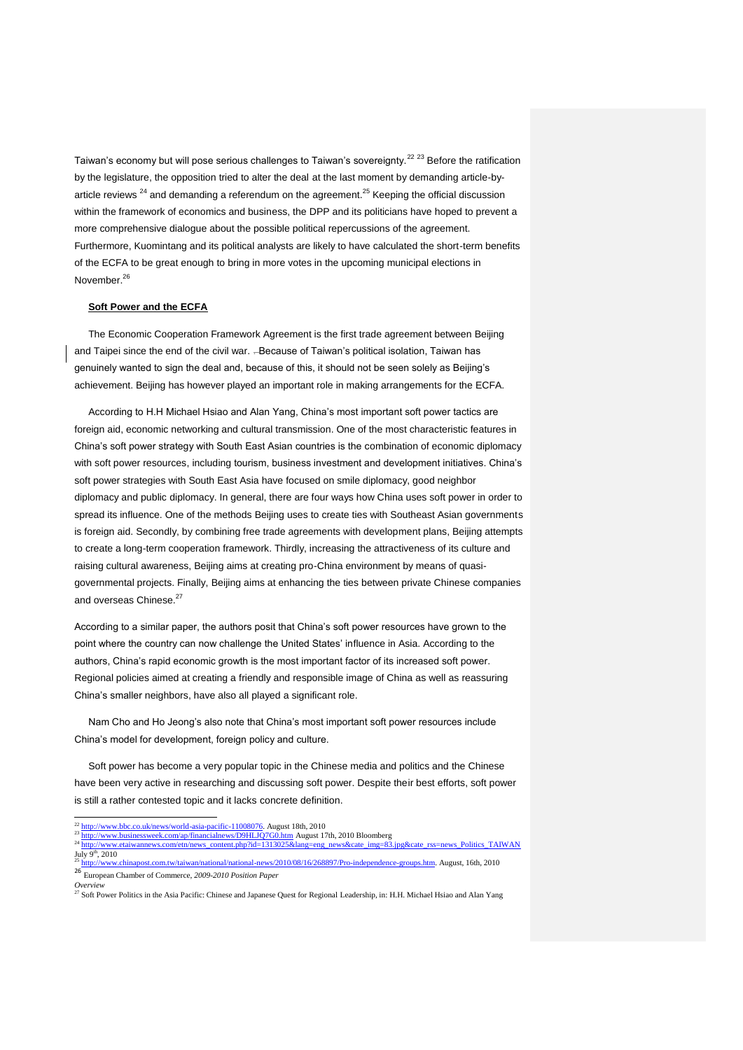Taiwan's economy but will pose serious challenges to Taiwan's sovereignty.[22] [23] Before the ratification by the legislature, the opposition tried to alter the deal at the last moment by demanding article-by-article reviews [24] and demanding a referendum on the agreement.[25] Keeping the official discussion within the framework of economics and business, the DPP and its politicians have hoped to prevent a more comprehensive dialogue about the possible political repercussions of the agreement. Furthermore, Kuomintang and its political analysts are likely to have calculated the short-term benefits of the ECFA to be great enough to bring in more votes in the upcoming municipal elections in November.[26]

**Soft Power and the ECFA**

The Economic Cooperation Framework Agreement is the first trade agreement between Beijing and Taipei since the end of the civil war. Because of Taiwan's political isolation, Taiwan has genuinely wanted to sign the deal and, because of this, it should not be seen solely as Beijing's achievement. Beijing has however played an important role in making arrangements for the ECFA.

According to H.H Michael Hsiao and Alan Yang, China's most important soft power tactics are foreign aid, economic networking and cultural transmission. One of the most characteristic features in China's soft power strategy with South East Asian countries is the combination of economic diplomacy with soft power resources, including tourism, business investment and development initiatives. China's soft power strategies with South East Asia have focused on smile diplomacy, good neighbor diplomacy and public diplomacy. In general, there are four ways how China uses soft power in order to spread its influence. One of the methods Beijing uses to create ties with Southeast Asian governments is foreign aid. Secondly, by combining free trade agreements with development plans, Beijing attempts to create a long-term cooperation framework. Thirdly, increasing the attractiveness of its culture and raising cultural awareness, Beijing aims at creating pro-China environment by means of quasi-governmental projects. Finally, Beijing aims at enhancing the ties between private Chinese companies and overseas Chinese.[27]

According to a similar paper, the authors posit that China's soft power resources have grown to the point where the country can now challenge the United States' influence in Asia. According to the authors, China's rapid economic growth is the most important factor of its increased soft power. Regional policies aimed at creating a friendly and responsible image of China as well as reassuring China's smaller neighbors, have also all played a significant role.

Nam Cho and Ho Jeong's also note that China's most important soft power resources include China's model for development, foreign policy and culture.

Soft power has become a very popular topic in the Chinese media and politics and the Chinese have been very active in researching and discussing soft power. Despite their best efforts, soft power is still a rather contested topic and it lacks concrete definition.

---

[22] http://www.bbc.co.uk/news/world-asia-pacific-11008076. August 18th, 2010

[23] http://www.businessweek.com/ap/financialnews/D9HLJQ7G0.htm August 17th, 2010 Bloomberg

[24] http://www.etaiwannews.com/etn/news_content.php?id=1313025&lang=eng_news&cate_img=83.jpg&cate_rss=news_Politics_TAIWAN July 9th, 2010

[25] http://www.chinapost.com.tw/taiwan/national/national-news/2010/08/16/268897/Pro-independence-groups.htm. August, 16th, 2010

[26] European Chamber of Commerce, *2009-2010 Position Paper Overview*

[27] Soft Power Politics in the Asia Pacific: Chinese and Japanese Quest for Regional Leadership, in: H.H. Michael Hsiao and Alan Yang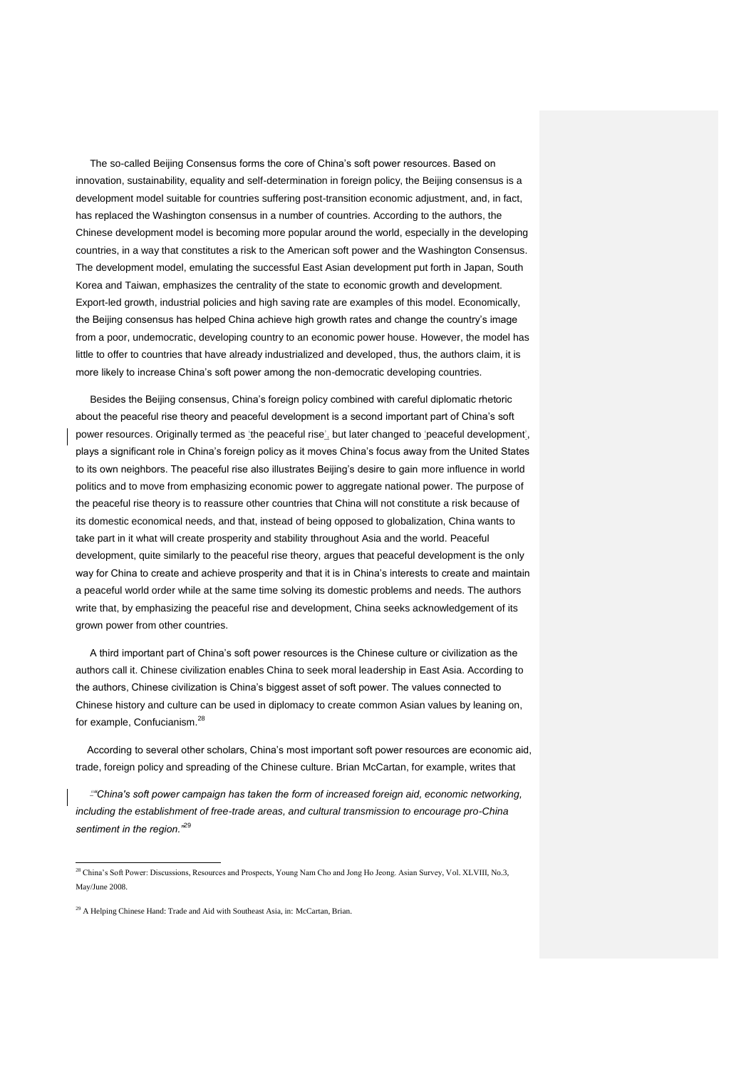The so-called Beijing Consensus forms the core of China's soft power resources. Based on innovation, sustainability, equality and self-determination in foreign policy, the Beijing consensus is a development model suitable for countries suffering post-transition economic adjustment, and, in fact, has replaced the Washington consensus in a number of countries. According to the authors, the Chinese development model is becoming more popular around the world, especially in the developing countries, in a way that constitutes a risk to the American soft power and the Washington Consensus. The development model, emulating the successful East Asian development put forth in Japan, South Korea and Taiwan, emphasizes the centrality of the state to economic growth and development. Export-led growth, industrial policies and high saving rate are examples of this model. Economically, the Beijing consensus has helped China achieve high growth rates and change the country's image from a poor, undemocratic, developing country to an economic power house. However, the model has little to offer to countries that have already industrialized and developed, thus, the authors claim, it is more likely to increase China's soft power among the non-democratic developing countries.

Besides the Beijing consensus, China's foreign policy combined with careful diplomatic rhetoric about the peaceful rise theory and peaceful development is a second important part of China's soft power resources. Originally termed as 'the peaceful rise', but later changed to 'peaceful development', plays a significant role in China's foreign policy as it moves China's focus away from the United States to its own neighbors. The peaceful rise also illustrates Beijing's desire to gain more influence in world politics and to move from emphasizing economic power to aggregate national power. The purpose of the peaceful rise theory is to reassure other countries that China will not constitute a risk because of its domestic economical needs, and that, instead of being opposed to globalization, China wants to take part in it what will create prosperity and stability throughout Asia and the world. Peaceful development, quite similarly to the peaceful rise theory, argues that peaceful development is the only way for China to create and achieve prosperity and that it is in China's interests to create and maintain a peaceful world order while at the same time solving its domestic problems and needs. The authors write that, by emphasizing the peaceful rise and development, China seeks acknowledgement of its grown power from other countries.

A third important part of China's soft power resources is the Chinese culture or civilization as the authors call it. Chinese civilization enables China to seek moral leadership in East Asia. According to the authors, Chinese civilization is China's biggest asset of soft power. The values connected to Chinese history and culture can be used in diplomacy to create common Asian values by leaning on, for example, Confucianism.[28]

According to several other scholars, China's most important soft power resources are economic aid, trade, foreign policy and spreading of the Chinese culture. Brian McCartan, for example, writes that

*"China's soft power campaign has taken the form of increased foreign aid, economic networking, including the establishment of free-trade areas, and cultural transmission to encourage pro-China sentiment in the region."*[29]

---

[28] China's Soft Power: Discussions, Resources and Prospects, Young Nam Cho and Jong Ho Jeong. Asian Survey, Vol. XLVIII, No.3, May/June 2008.

[29] A Helping Chinese Hand: Trade and Aid with Southeast Asia, in: McCartan, Brian.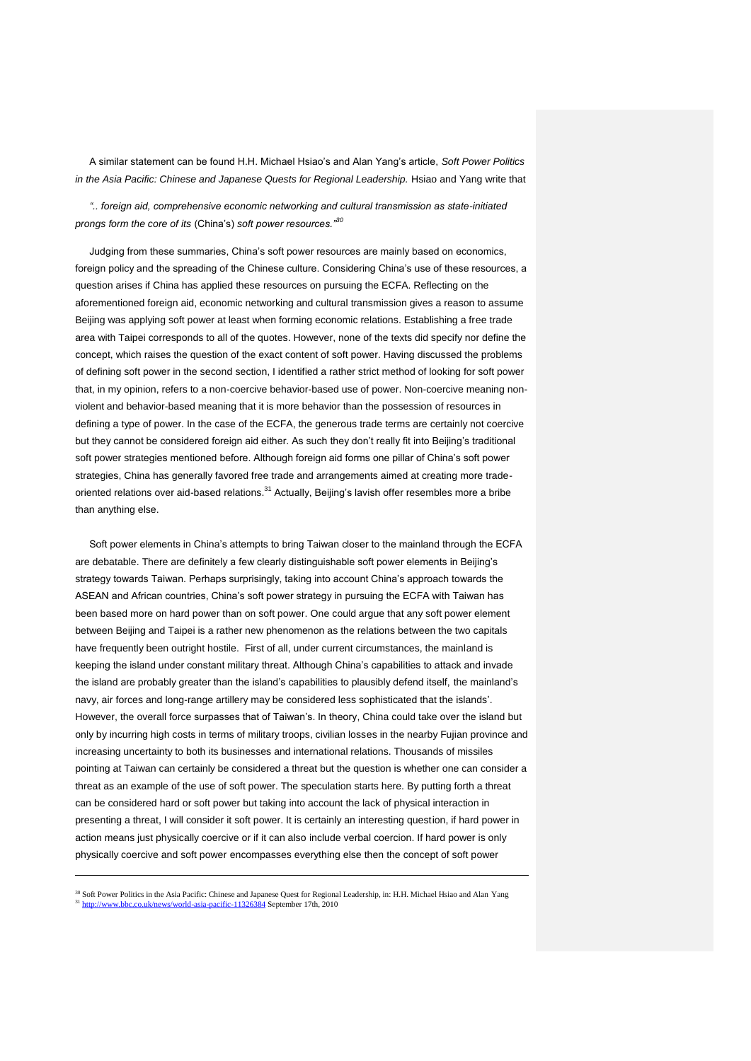A similar statement can be found H.H. Michael Hsiao's and Alan Yang's article, *Soft Power Politics in the Asia Pacific: Chinese and Japanese Quests for Regional Leadership.* Hsiao and Yang write that

*".. foreign aid, comprehensive economic networking and cultural transmission as state-initiated prongs form the core of its* (China's) *soft power resources."*[30]

Judging from these summaries, China's soft power resources are mainly based on economics, foreign policy and the spreading of the Chinese culture. Considering China's use of these resources, a question arises if China has applied these resources on pursuing the ECFA. Reflecting on the aforementioned foreign aid, economic networking and cultural transmission gives a reason to assume Beijing was applying soft power at least when forming economic relations. Establishing a free trade area with Taipei corresponds to all of the quotes. However, none of the texts did specify nor define the concept, which raises the question of the exact content of soft power. Having discussed the problems of defining soft power in the second section, I identified a rather strict method of looking for soft power that, in my opinion, refers to a non-coercive behavior-based use of power. Non-coercive meaning non-violent and behavior-based meaning that it is more behavior than the possession of resources in defining a type of power. In the case of the ECFA, the generous trade terms are certainly not coercive but they cannot be considered foreign aid either. As such they don't really fit into Beijing's traditional soft power strategies mentioned before. Although foreign aid forms one pillar of China's soft power strategies, China has generally favored free trade and arrangements aimed at creating more trade-oriented relations over aid-based relations.[31] Actually, Beijing's lavish offer resembles more a bribe than anything else.

Soft power elements in China's attempts to bring Taiwan closer to the mainland through the ECFA are debatable. There are definitely a few clearly distinguishable soft power elements in Beijing's strategy towards Taiwan. Perhaps surprisingly, taking into account China's approach towards the ASEAN and African countries, China's soft power strategy in pursuing the ECFA with Taiwan has been based more on hard power than on soft power. One could argue that any soft power element between Beijing and Taipei is a rather new phenomenon as the relations between the two capitals have frequently been outright hostile. First of all, under current circumstances, the mainland is keeping the island under constant military threat. Although China's capabilities to attack and invade the island are probably greater than the island's capabilities to plausibly defend itself, the mainland's navy, air forces and long-range artillery may be considered less sophisticated that the islands'. However, the overall force surpasses that of Taiwan's. In theory, China could take over the island but only by incurring high costs in terms of military troops, civilian losses in the nearby Fujian province and increasing uncertainty to both its businesses and international relations. Thousands of missiles pointing at Taiwan can certainly be considered a threat but the question is whether one can consider a threat as an example of the use of soft power. The speculation starts here. By putting forth a threat can be considered hard or soft power but taking into account the lack of physical interaction in presenting a threat, I will consider it soft power. It is certainly an interesting question, if hard power in action means just physically coercive or if it can also include verbal coercion. If hard power is only physically coercive and soft power encompasses everything else then the concept of soft power

---

[30] Soft Power Politics in the Asia Pacific: Chinese and Japanese Quest for Regional Leadership, in: H.H. Michael Hsiao and Alan Yang

[31] http://www.bbc.co.uk/news/world-asia-pacific-11326384 September 17th, 2010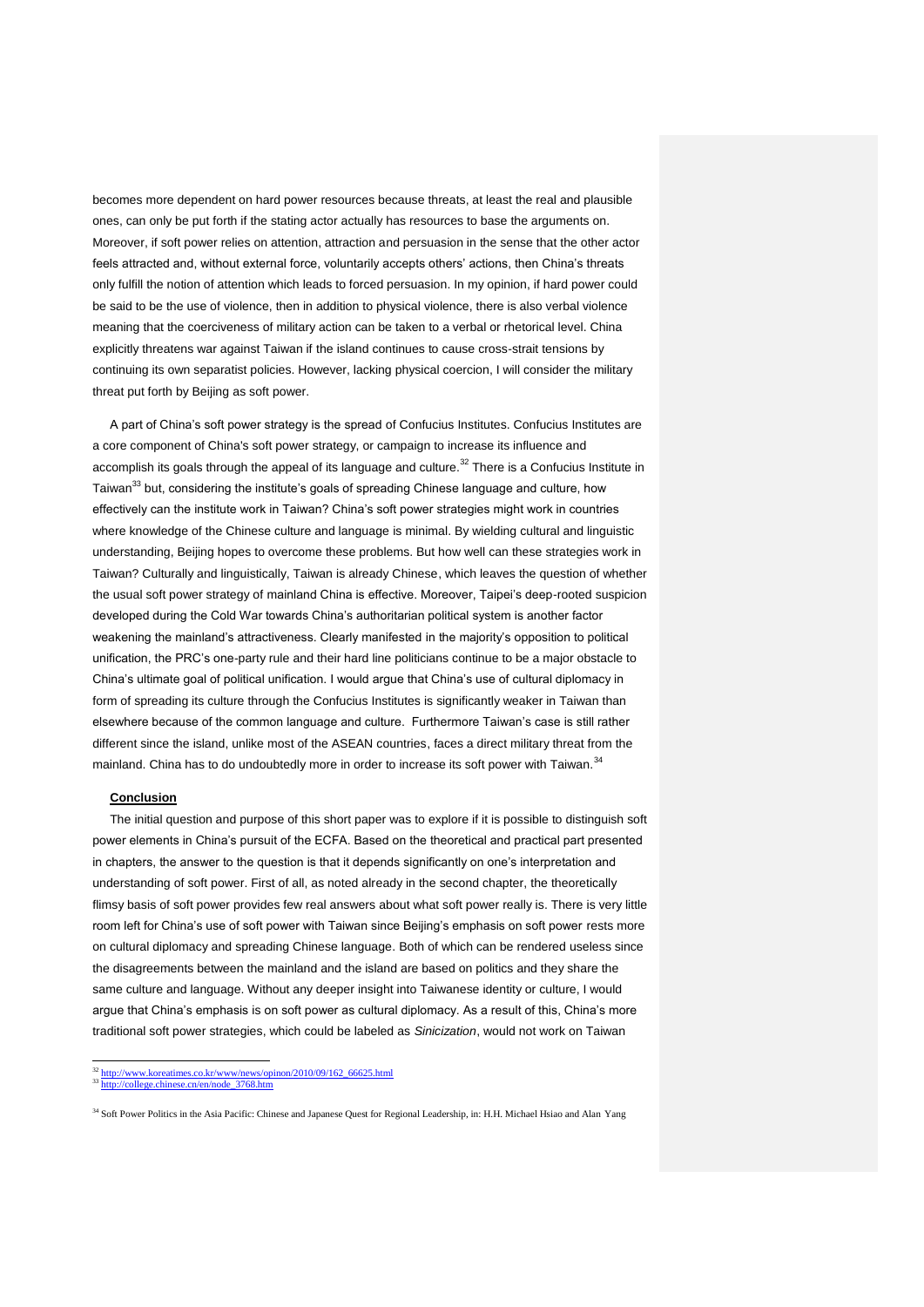becomes more dependent on hard power resources because threats, at least the real and plausible ones, can only be put forth if the stating actor actually has resources to base the arguments on. Moreover, if soft power relies on attention, attraction and persuasion in the sense that the other actor feels attracted and, without external force, voluntarily accepts others' actions, then China's threats only fulfill the notion of attention which leads to forced persuasion. In my opinion, if hard power could be said to be the use of violence, then in addition to physical violence, there is also verbal violence meaning that the coerciveness of military action can be taken to a verbal or rhetorical level. China explicitly threatens war against Taiwan if the island continues to cause cross-strait tensions by continuing its own separatist policies. However, lacking physical coercion, I will consider the military threat put forth by Beijing as soft power.

A part of China's soft power strategy is the spread of Confucius Institutes. Confucius Institutes are a core component of China's soft power strategy, or campaign to increase its influence and accomplish its goals through the appeal of its language and culture.[32] There is a Confucius Institute in Taiwan[33] but, considering the institute's goals of spreading Chinese language and culture, how effectively can the institute work in Taiwan? China's soft power strategies might work in countries where knowledge of the Chinese culture and language is minimal. By wielding cultural and linguistic understanding, Beijing hopes to overcome these problems. But how well can these strategies work in Taiwan? Culturally and linguistically, Taiwan is already Chinese, which leaves the question of whether the usual soft power strategy of mainland China is effective. Moreover, Taipei's deep-rooted suspicion developed during the Cold War towards China's authoritarian political system is another factor weakening the mainland's attractiveness. Clearly manifested in the majority's opposition to political unification, the PRC's one-party rule and their hard line politicians continue to be a major obstacle to China's ultimate goal of political unification. I would argue that China's use of cultural diplomacy in form of spreading its culture through the Confucius Institutes is significantly weaker in Taiwan than elsewhere because of the common language and culture. Furthermore Taiwan's case is still rather different since the island, unlike most of the ASEAN countries, faces a direct military threat from the mainland. China has to do undoubtedly more in order to increase its soft power with Taiwan.[34]

## Conclusion

The initial question and purpose of this short paper was to explore if it is possible to distinguish soft power elements in China's pursuit of the ECFA. Based on the theoretical and practical part presented in chapters, the answer to the question is that it depends significantly on one's interpretation and understanding of soft power. First of all, as noted already in the second chapter, the theoretically flimsy basis of soft power provides few real answers about what soft power really is. There is very little room left for China's use of soft power with Taiwan since Beijing's emphasis on soft power rests more on cultural diplomacy and spreading Chinese language. Both of which can be rendered useless since the disagreements between the mainland and the island are based on politics and they share the same culture and language. Without any deeper insight into Taiwanese identity or culture, I would argue that China's emphasis is on soft power as cultural diplomacy. As a result of this, China's more traditional soft power strategies, which could be labeled as *Sinicization*, would not work on Taiwan

[32] http://www.koreatimes.co.kr/www/news/opinon/2010/09/162_66625.html
[33] http://college.chinese.cn/en/node_3768.htm

[34] Soft Power Politics in the Asia Pacific: Chinese and Japanese Quest for Regional Leadership, in: H.H. Michael Hsiao and Alan Yang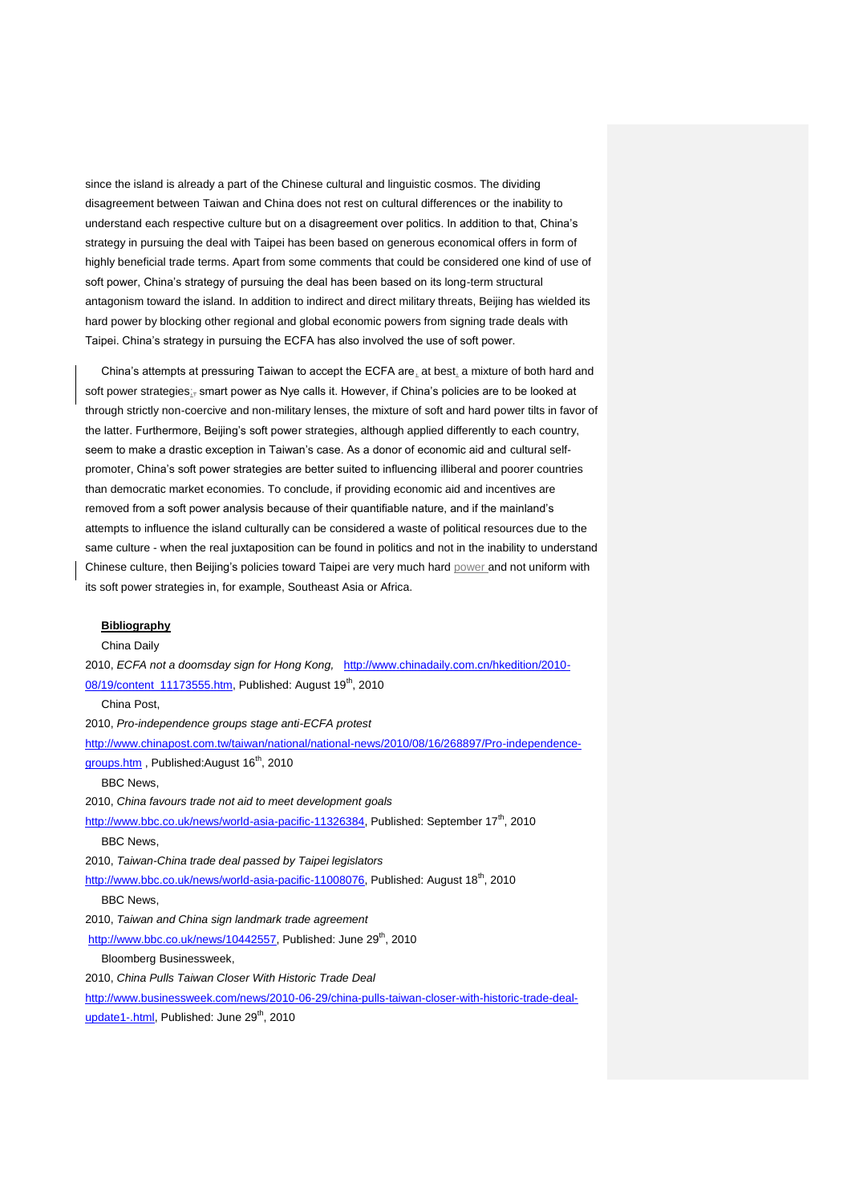since the island is already a part of the Chinese cultural and linguistic cosmos. The dividing disagreement between Taiwan and China does not rest on cultural differences or the inability to understand each respective culture but on a disagreement over politics. In addition to that, China's strategy in pursuing the deal with Taipei has been based on generous economical offers in form of highly beneficial trade terms. Apart from some comments that could be considered one kind of use of soft power, China's strategy of pursuing the deal has been based on its long-term structural antagonism toward the island. In addition to indirect and direct military threats, Beijing has wielded its hard power by blocking other regional and global economic powers from signing trade deals with Taipei. China's strategy in pursuing the ECFA has also involved the use of soft power.

China's attempts at pressuring Taiwan to accept the ECFA are, at best, a mixture of both hard and soft power strategies; smart power as Nye calls it. However, if China's policies are to be looked at through strictly non-coercive and non-military lenses, the mixture of soft and hard power tilts in favor of the latter. Furthermore, Beijing's soft power strategies, although applied differently to each country, seem to make a drastic exception in Taiwan's case. As a donor of economic aid and cultural self-promoter, China's soft power strategies are better suited to influencing illiberal and poorer countries than democratic market economies. To conclude, if providing economic aid and incentives are removed from a soft power analysis because of their quantifiable nature, and if the mainland's attempts to influence the island culturally can be considered a waste of political resources due to the same culture - when the real juxtaposition can be found in politics and not in the inability to understand Chinese culture, then Beijing's policies toward Taipei are very much hard power and not uniform with its soft power strategies in, for example, Southeast Asia or Africa.

**Bibliography**

China Daily

2010, *ECFA not a doomsday sign for Hong Kong,* http://www.chinadaily.com.cn/hkedition/2010-08/19/content_11173555.htm, Published: August 19th, 2010

China Post,

2010, *Pro-independence groups stage anti-ECFA protest*

http://www.chinapost.com.tw/taiwan/national/national-news/2010/08/16/268897/Pro-independence-groups.htm , Published:August 16th, 2010

BBC News,

2010, *China favours trade not aid to meet development goals*

http://www.bbc.co.uk/news/world-asia-pacific-11326384, Published: September 17th, 2010

BBC News,

2010, *Taiwan-China trade deal passed by Taipei legislators*

http://www.bbc.co.uk/news/world-asia-pacific-11008076, Published: August 18th, 2010

BBC News,

2010, *Taiwan and China sign landmark trade agreement*

http://www.bbc.co.uk/news/10442557, Published: June 29th, 2010

Bloomberg Businessweek,

2010, *China Pulls Taiwan Closer With Historic Trade Deal*

http://www.businessweek.com/news/2010-06-29/china-pulls-taiwan-closer-with-historic-trade-deal-update1-.html, Published: June 29th, 2010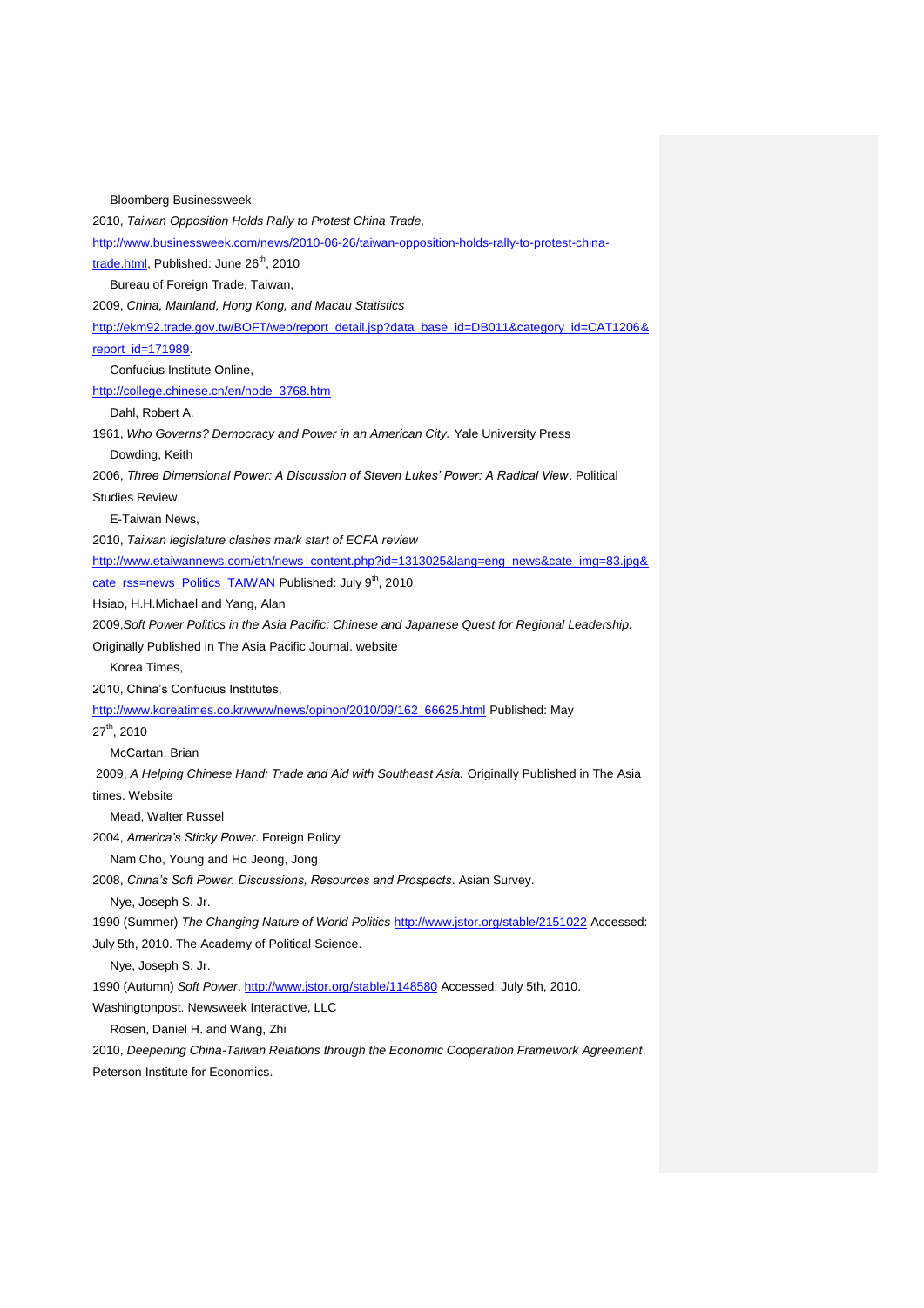Bloomberg Businessweek

2010, *Taiwan Opposition Holds Rally to Protest China Trade,* http://www.businessweek.com/news/2010-06-26/taiwan-opposition-holds-rally-to-protest-china-trade.html, Published: June 26th, 2010

Bureau of Foreign Trade, Taiwan,

2009, *China, Mainland, Hong Kong, and Macau Statistics* http://ekm92.trade.gov.tw/BOFT/web/report_detail.jsp?data_base_id=DB011&category_id=CAT1206&report_id=171989.

Confucius Institute Online,

http://college.chinese.cn/en/node_3768.htm

Dahl, Robert A.

1961, *Who Governs? Democracy and Power in an American City.* Yale University Press

Dowding, Keith

2006, *Three Dimensional Power: A Discussion of Steven Lukes' Power: A Radical View*. Political Studies Review.

E-Taiwan News,

2010, *Taiwan legislature clashes mark start of ECFA review* http://www.etaiwannews.com/etn/news_content.php?id=1313025&lang=eng_news&cate_img=83.jpg&cate_rss=news_Politics_TAIWAN Published: July 9th, 2010

Hsiao, H.H.Michael and Yang, Alan

2009,*Soft Power Politics in the Asia Pacific: Chinese and Japanese Quest for Regional Leadership.* Originally Published in The Asia Pacific Journal. website

Korea Times,

2010, China's Confucius Institutes,

http://www.koreatimes.co.kr/www/news/opinon/2010/09/162_66625.html Published: May 27th, 2010

McCartan, Brian

2009, *A Helping Chinese Hand: Trade and Aid with Southeast Asia.* Originally Published in The Asia times. Website

Mead, Walter Russel

2004, *America's Sticky Power*. Foreign Policy

Nam Cho, Young and Ho Jeong, Jong

2008, *China's Soft Power. Discussions, Resources and Prospects*. Asian Survey.

Nye, Joseph S. Jr.

1990 (Summer) *The Changing Nature of World Politics* http://www.jstor.org/stable/2151022 Accessed: July 5th, 2010. The Academy of Political Science.

Nye, Joseph S. Jr.

1990 (Autumn) *Soft Power*. http://www.jstor.org/stable/1148580 Accessed: July 5th, 2010. Washingtonpost. Newsweek Interactive, LLC

Rosen, Daniel H. and Wang, Zhi

2010, *Deepening China-Taiwan Relations through the Economic Cooperation Framework Agreement*. Peterson Institute for Economics.